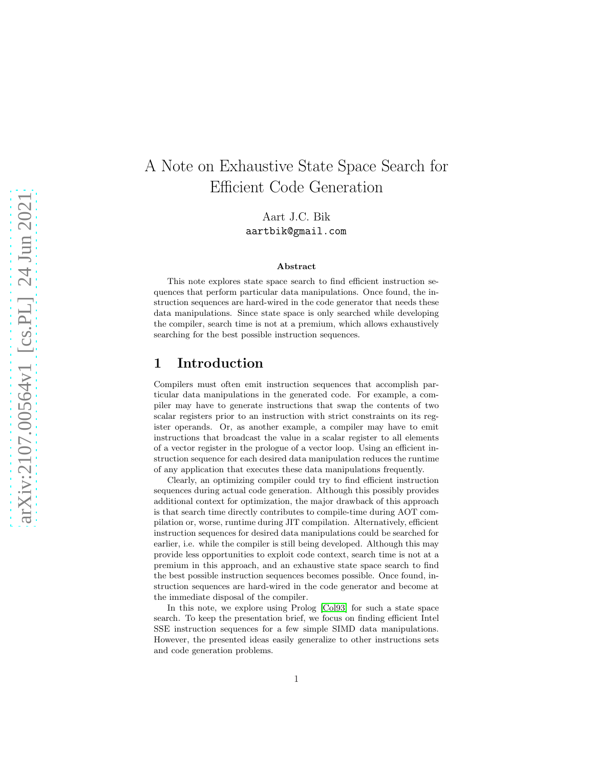# A Note on Exhaustive State Space Search for Efficient Code Generation

Aart J.C. Bik
aartbik@gmail.com

### Abstract

This note explores state space search to find efficient instruction sequences that perform particular data manipulations. Once found, the instruction sequences are hard-wired in the code generator that needs these data manipulations. Since state space is only searched while developing the compiler, search time is not at a premium, which allows exhaustively searching for the best possible instruction sequences.

## 1 Introduction

Compilers must often emit instruction sequences that accomplish particular data manipulations in the generated code. For example, a compiler may have to generate instructions that swap the contents of two scalar registers prior to an instruction with strict constraints on its register operands. Or, as another example, a compiler may have to emit instructions that broadcast the value in a scalar register to all elements of a vector register in the prologue of a vector loop. Using an efficient instruction sequence for each desired data manipulation reduces the runtime of any application that executes these data manipulations frequently.

Clearly, an optimizing compiler could try to find efficient instruction sequences during actual code generation. Although this possibly provides additional context for optimization, the major drawback of this approach is that search time directly contributes to compile-time during AOT compilation or, worse, runtime during JIT compilation. Alternatively, efficient instruction sequences for desired data manipulations could be searched for earlier, i.e. while the compiler is still being developed. Although this may provide less opportunities to exploit code context, search time is not at a premium in this approach, and an exhaustive state space search to find the best possible instruction sequences becomes possible. Once found, instruction sequences are hard-wired in the code generator and become at the immediate disposal of the compiler.

In this note, we explore using Prolog [Col93] for such a state space search. To keep the presentation brief, we focus on finding efficient Intel SSE instruction sequences for a few simple SIMD data manipulations. However, the presented ideas easily generalize to other instructions sets and code generation problems.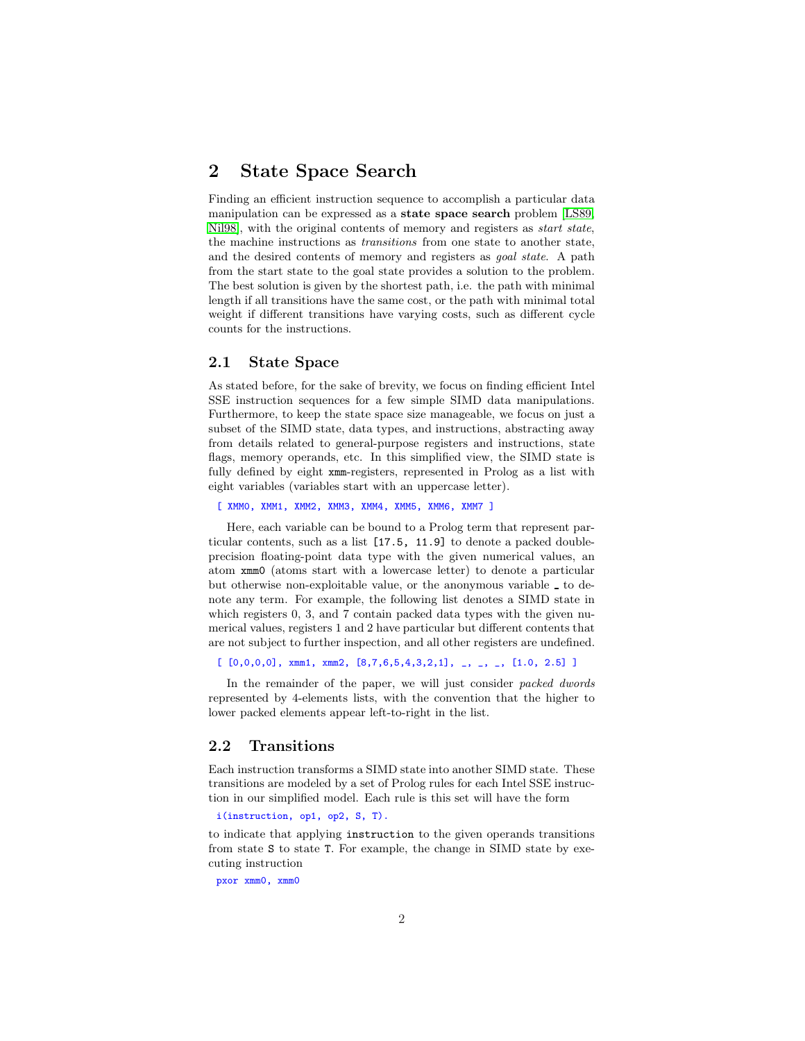## 2 State Space Search

Finding an efficient instruction sequence to accomplish a particular data manipulation can be expressed as a **state space search** problem [LS89, Nil98], with the original contents of memory and registers as *start state*, the machine instructions as *transitions* from one state to another state, and the desired contents of memory and registers as *goal state*. A path from the start state to the goal state provides a solution to the problem. The best solution is given by the shortest path, i.e. the path with minimal length if all transitions have the same cost, or the path with minimal total weight if different transitions have varying costs, such as different cycle counts for the instructions.

### 2.1 State Space

As stated before, for the sake of brevity, we focus on finding efficient Intel SSE instruction sequences for a few simple SIMD data manipulations. Furthermore, to keep the state space size manageable, we focus on just a subset of the SIMD state, data types, and instructions, abstracting away from details related to general-purpose registers and instructions, state flags, memory operands, etc. In this simplified view, the SIMD state is fully defined by eight `xmm`-registers, represented in Prolog as a list with eight variables (variables start with an uppercase letter).

```
[ XMM0, XMM1, XMM2, XMM3, XMM4, XMM5, XMM6, XMM7 ]
```

Here, each variable can be bound to a Prolog term that represent particular contents, such as a list `[17.5, 11.9]` to denote a packed double-precision floating-point data type with the given numerical values, an atom `xmm0` (atoms start with a lowercase letter) to denote a particular but otherwise non-exploitable value, or the anonymous variable `_` to denote any term. For example, the following list denotes a SIMD state in which registers 0, 3, and 7 contain packed data types with the given numerical values, registers 1 and 2 have particular but different contents that are not subject to further inspection, and all other registers are undefined.

```
[ [0,0,0,0], xmm1, xmm2, [8,7,6,5,4,3,2,1], _, _, _, [1.0, 2.5] ]
```

In the remainder of the paper, we will just consider *packed dwords* represented by 4-elements lists, with the convention that the higher to lower packed elements appear left-to-right in the list.

### 2.2 Transitions

Each instruction transforms a SIMD state into another SIMD state. These transitions are modeled by a set of Prolog rules for each Intel SSE instruction in our simplified model. Each rule is this set will have the form

```
i(instruction, op1, op2, S, T).
```

to indicate that applying `instruction` to the given operands transitions from state `S` to state `T`. For example, the change in SIMD state by executing instruction

```
pxor xmm0, xmm0
```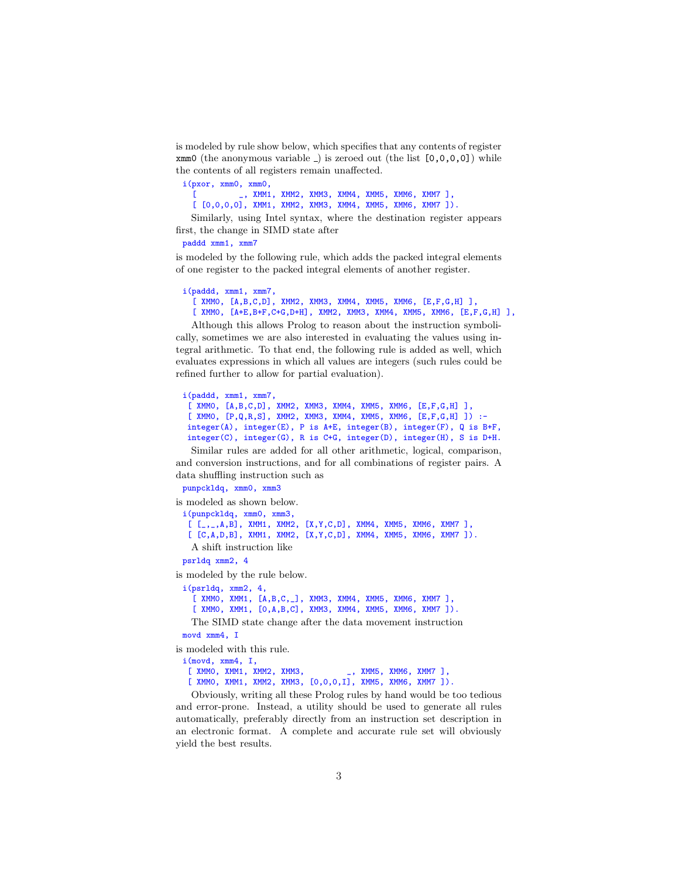is modeled by rule show below, which specifies that any contents of register xmm0 (the anonymous variable _) is zeroed out (the list [0,0,0,0]) while the contents of all registers remain unaffected.

```
i(pxor, xmm0, xmm0,
  [         _, XMM1, XMM2, XMM3, XMM4, XMM5, XMM6, XMM7 ],
  [ [0,0,0,0], XMM1, XMM2, XMM3, XMM4, XMM5, XMM6, XMM7 ]).
```

Similarly, using Intel syntax, where the destination register appears first, the change in SIMD state after

```
paddd xmm1, xmm7
```

is modeled by the following rule, which adds the packed integral elements of one register to the packed integral elements of another register.

```
i(paddd, xmm1, xmm7,
  [ XMM0, [A,B,C,D], XMM2, XMM3, XMM4, XMM5, XMM6, [E,F,G,H] ],
  [ XMM0, [A+E,B+F,C+G,D+H], XMM2, XMM3, XMM4, XMM5, XMM6, [E,F,G,H] ],
```

Although this allows Prolog to reason about the instruction symbolically, sometimes we are also interested in evaluating the values using integral arithmetic. To that end, the following rule is added as well, which evaluates expressions in which all values are integers (such rules could be refined further to allow for partial evaluation).

```
i(paddd, xmm1, xmm7,
 [ XMM0, [A,B,C,D], XMM2, XMM3, XMM4, XMM5, XMM6, [E,F,G,H] ],
 [ XMM0, [P,Q,R,S], XMM2, XMM3, XMM4, XMM5, XMM6, [E,F,G,H] ]) :-
 integer(A), integer(E), P is A+E, integer(B), integer(F), Q is B+F,
 integer(C), integer(G), R is C+G, integer(D), integer(H), S is D+H.
```

Similar rules are added for all other arithmetic, logical, comparison, and conversion instructions, and for all combinations of register pairs. A data shuffling instruction such as

```
punpckldq, xmm0, xmm3
```

is modeled as shown below.

```
i(punpckldq, xmm0, xmm3,
 [ [_,_,A,B], XMM1, XMM2, [X,Y,C,D], XMM4, XMM5, XMM6, XMM7 ],
 [ [C,A,D,B], XMM1, XMM2, [X,Y,C,D], XMM4, XMM5, XMM6, XMM7 ]).
```

A shift instruction like

```
psrldq xmm2, 4
```

is modeled by the rule below.

```
i(psrldq, xmm2, 4,
  [ XMM0, XMM1, [A,B,C,_], XMM3, XMM4, XMM5, XMM6, XMM7 ],
  [ XMM0, XMM1, [0,A,B,C], XMM3, XMM4, XMM5, XMM6, XMM7 ]).
```

The SIMD state change after the data movement instruction

```
movd xmm4, I
```

is modeled with this rule.

```
i(movd, xmm4, I,
 [ XMM0, XMM1, XMM2, XMM3,         _, XMM5, XMM6, XMM7 ],
 [ XMM0, XMM1, XMM2, XMM3, [0,0,0,I], XMM5, XMM6, XMM7 ]).
```

Obviously, writing all these Prolog rules by hand would be too tedious and error-prone. Instead, a utility should be used to generate all rules automatically, preferably directly from an instruction set description in an electronic format. A complete and accurate rule set will obviously yield the best results.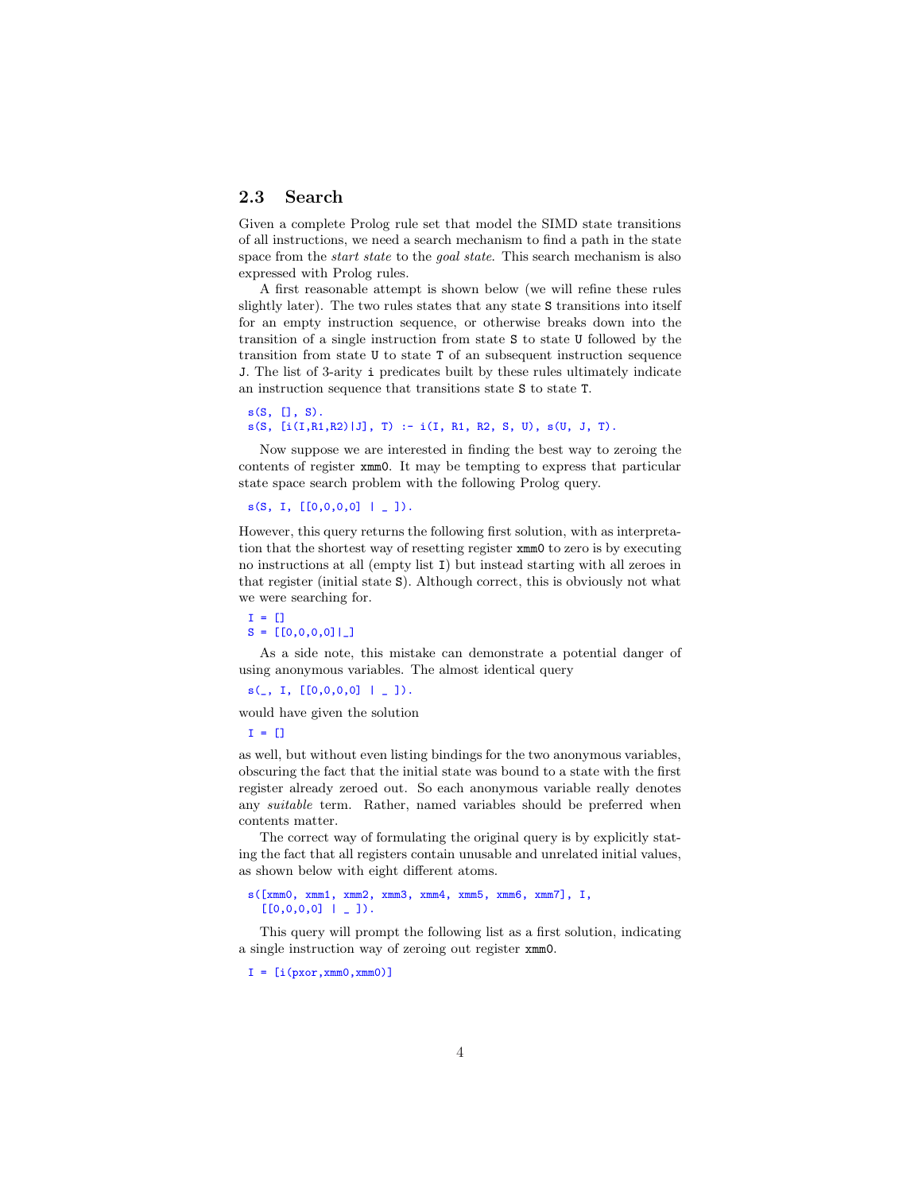## 2.3 Search

Given a complete Prolog rule set that model the SIMD state transitions of all instructions, we need a search mechanism to find a path in the state space from the *start state* to the *goal state*. This search mechanism is also expressed with Prolog rules.

A first reasonable attempt is shown below (we will refine these rules slightly later). The two rules states that any state `S` transitions into itself for an empty instruction sequence, or otherwise breaks down into the transition of a single instruction from state `S` to state `U` followed by the transition from state `U` to state `T` of an subsequent instruction sequence `J`. The list of 3-arity `i` predicates built by these rules ultimately indicate an instruction sequence that transitions state `S` to state `T`.

```
s(S, [], S).
s(S, [i(I,R1,R2)|J], T) :- i(I, R1, R2, S, U), s(U, J, T).
```

Now suppose we are interested in finding the best way to zeroing the contents of register `xmm0`. It may be tempting to express that particular state space search problem with the following Prolog query.

```
s(S, I, [[0,0,0,0] | _ ]).
```

However, this query returns the following first solution, with as interpretation that the shortest way of resetting register `xmm0` to zero is by executing no instructions at all (empty list `I`) but instead starting with all zeroes in that register (initial state `S`). Although correct, this is obviously not what we were searching for.

```
I = []
S = [[0,0,0,0]|_]
```

As a side note, this mistake can demonstrate a potential danger of using anonymous variables. The almost identical query

```
s(_, I, [[0,0,0,0] | _ ]).
```

would have given the solution

```
I = []
```

as well, but without even listing bindings for the two anonymous variables, obscuring the fact that the initial state was bound to a state with the first register already zeroed out. So each anonymous variable really denotes any *suitable* term. Rather, named variables should be preferred when contents matter.

The correct way of formulating the original query is by explicitly stating the fact that all registers contain unusable and unrelated initial values, as shown below with eight different atoms.

```
s([xmm0, xmm1, xmm2, xmm3, xmm4, xmm5, xmm6, xmm7], I,
   [[0,0,0,0] | _ ]).
```

This query will prompt the following list as a first solution, indicating a single instruction way of zeroing out register `xmm0`.

```
I = [i(pxor,xmm0,xmm0)]
```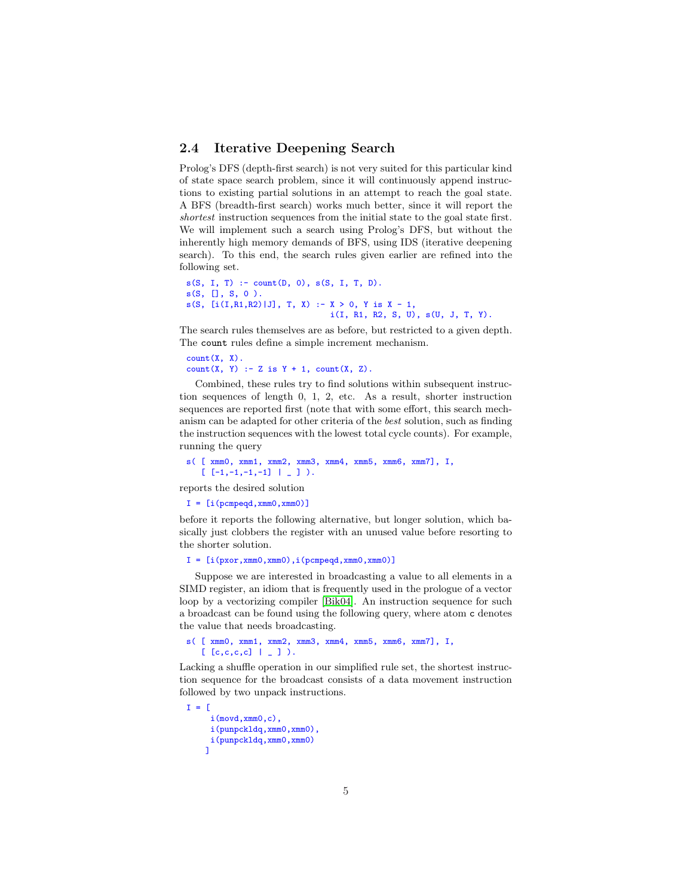## 2.4 Iterative Deepening Search

Prolog's DFS (depth-first search) is not very suited for this particular kind of state space search problem, since it will continuously append instructions to existing partial solutions in an attempt to reach the goal state. A BFS (breadth-first search) works much better, since it will report the *shortest* instruction sequences from the initial state to the goal state first. We will implement such a search using Prolog's DFS, but without the inherently high memory demands of BFS, using IDS (iterative deepening search). To this end, the search rules given earlier are refined into the following set.

```
s(S, I, T) :- count(D, 0), s(S, I, T, D).
s(S, [], S, 0 ).
s(S, [i(I,R1,R2)|J], T, X) :- X > 0, Y is X - 1,
                              i(I, R1, R2, S, U), s(U, J, T, Y).
```

The search rules themselves are as before, but restricted to a given depth. The `count` rules define a simple increment mechanism.

```
count(X, X).
count(X, Y) :- Z is Y + 1, count(X, Z).
```

Combined, these rules try to find solutions within subsequent instruction sequences of length 0, 1, 2, etc. As a result, shorter instruction sequences are reported first (note that with some effort, this search mechanism can be adapted for other criteria of the *best* solution, such as finding the instruction sequences with the lowest total cycle counts). For example, running the query

```
s( [ xmm0, xmm1, xmm2, xmm3, xmm4, xmm5, xmm6, xmm7], I,
   [ [-1,-1,-1,-1] | _ ] ).
```

reports the desired solution

```
I = [i(pcmpeqd,xmm0,xmm0)]
```

before it reports the following alternative, but longer solution, which basically just clobbers the register with an unused value before resorting to the shorter solution.

```
I = [i(pxor,xmm0,xmm0),i(pcmpeqd,xmm0,xmm0)]
```

Suppose we are interested in broadcasting a value to all elements in a SIMD register, an idiom that is frequently used in the prologue of a vector loop by a vectorizing compiler [Bik04]. An instruction sequence for such a broadcast can be found using the following query, where atom `c` denotes the value that needs broadcasting.

```
s( [ xmm0, xmm1, xmm2, xmm3, xmm4, xmm5, xmm6, xmm7], I,
   [ [c,c,c,c] | _ ] ).
```

Lacking a shuffle operation in our simplified rule set, the shortest instruction sequence for the broadcast consists of a data movement instruction followed by two unpack instructions.

```
I = [
     i(movd,xmm0,c),
     i(punpckldq,xmm0,xmm0),
     i(punpckldq,xmm0,xmm0)
    ]
```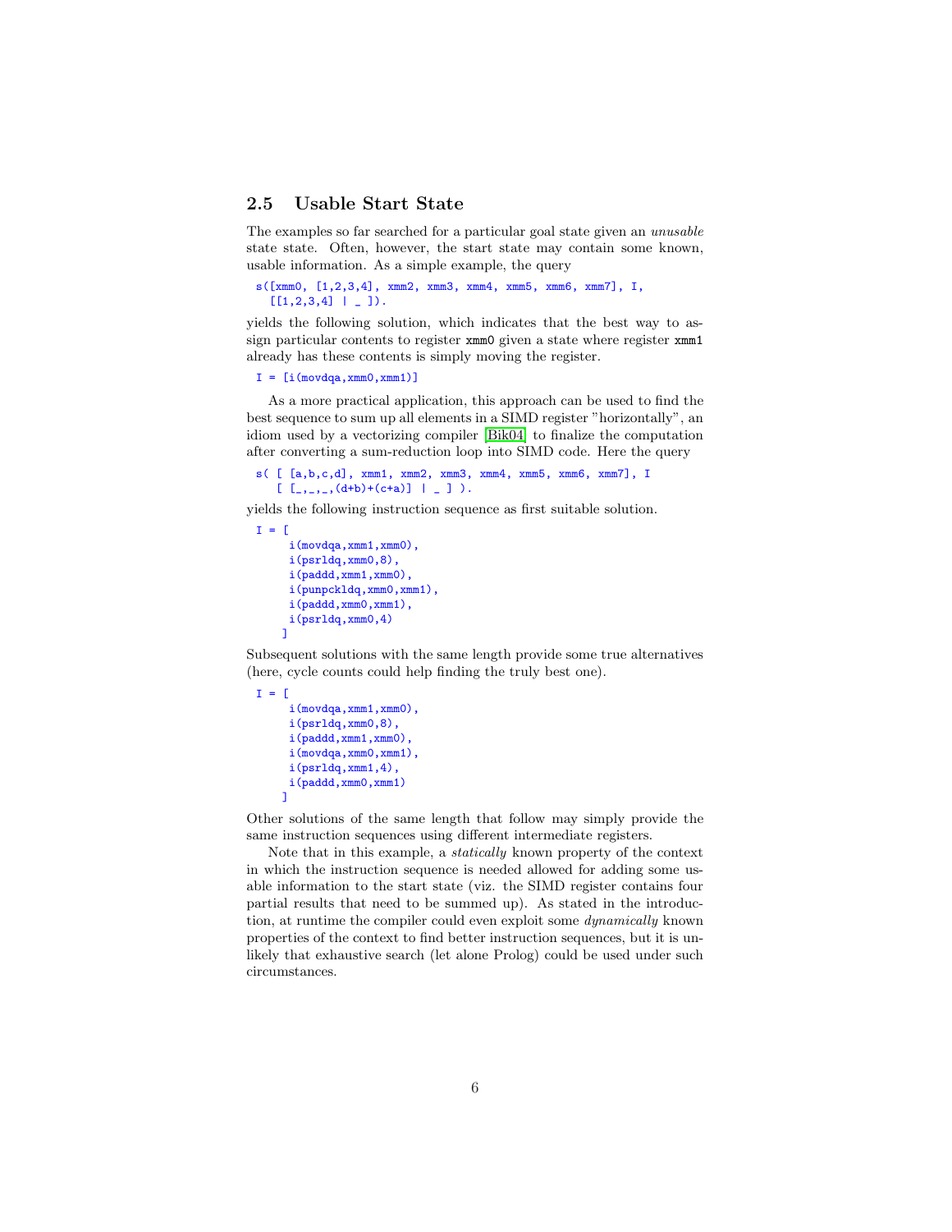## 2.5 Usable Start State

The examples so far searched for a particular goal state given an *unusable* state state. Often, however, the start state may contain some known, usable information. As a simple example, the query

```
s([xmm0, [1,2,3,4], xmm2, xmm3, xmm4, xmm5, xmm6, xmm7], I,
   [[1,2,3,4] | _ ]).
```

yields the following solution, which indicates that the best way to assign particular contents to register `xmm0` given a state where register `xmm1` already has these contents is simply moving the register.

```
I = [i(movdqa,xmm0,xmm1)]
```

As a more practical application, this approach can be used to find the best sequence to sum up all elements in a SIMD register "horizontally", an idiom used by a vectorizing compiler [Bik04] to finalize the computation after converting a sum-reduction loop into SIMD code. Here the query

```
s( [ [a,b,c,d], xmm1, xmm2, xmm3, xmm4, xmm5, xmm6, xmm7], I
   [ [_,_,_,(d+b)+(c+a)] | _ ] ).
```

yields the following instruction sequence as first suitable solution.

```
I = [
     i(movdqa,xmm1,xmm0),
     i(psrldq,xmm0,8),
     i(paddd,xmm1,xmm0),
     i(punpckldq,xmm0,xmm1),
     i(paddd,xmm0,xmm1),
     i(psrldq,xmm0,4)
    ]
```

Subsequent solutions with the same length provide some true alternatives (here, cycle counts could help finding the truly best one).

```
I = [
     i(movdqa,xmm1,xmm0),
     i(psrldq,xmm0,8),
     i(paddd,xmm1,xmm0),
     i(movdqa,xmm0,xmm1),
     i(psrldq,xmm1,4),
     i(paddd,xmm0,xmm1)
    ]
```

Other solutions of the same length that follow may simply provide the same instruction sequences using different intermediate registers.

Note that in this example, a *statically* known property of the context in which the instruction sequence is needed allowed for adding some usable information to the start state (viz. the SIMD register contains four partial results that need to be summed up). As stated in the introduction, at runtime the compiler could even exploit some *dynamically* known properties of the context to find better instruction sequences, but it is unlikely that exhaustive search (let alone Prolog) could be used under such circumstances.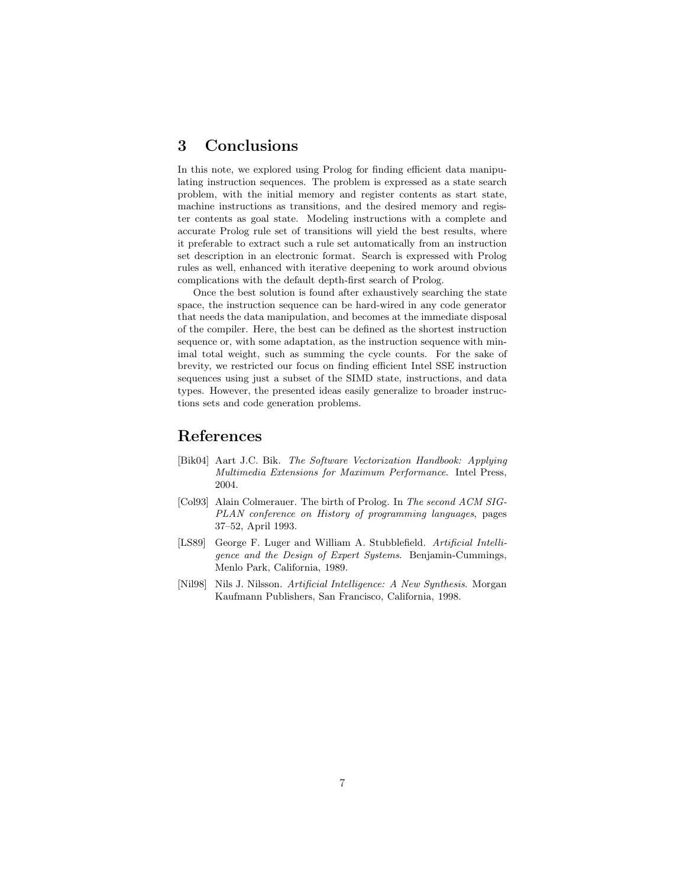## 3 Conclusions

In this note, we explored using Prolog for finding efficient data manipulating instruction sequences. The problem is expressed as a state search problem, with the initial memory and register contents as start state, machine instructions as transitions, and the desired memory and register contents as goal state. Modeling instructions with a complete and accurate Prolog rule set of transitions will yield the best results, where it preferable to extract such a rule set automatically from an instruction set description in an electronic format. Search is expressed with Prolog rules as well, enhanced with iterative deepening to work around obvious complications with the default depth-first search of Prolog.

Once the best solution is found after exhaustively searching the state space, the instruction sequence can be hard-wired in any code generator that needs the data manipulation, and becomes at the immediate disposal of the compiler. Here, the best can be defined as the shortest instruction sequence or, with some adaptation, as the instruction sequence with minimal total weight, such as summing the cycle counts. For the sake of brevity, we restricted our focus on finding efficient Intel SSE instruction sequences using just a subset of the SIMD state, instructions, and data types. However, the presented ideas easily generalize to broader instructions sets and code generation problems.

## References

[Bik04] Aart J.C. Bik. *The Software Vectorization Handbook: Applying Multimedia Extensions for Maximum Performance*. Intel Press, 2004.

[Col93] Alain Colmerauer. The birth of Prolog. In *The second ACM SIGPLAN conference on History of programming languages*, pages 37–52, April 1993.

[LS89] George F. Luger and William A. Stubblefield. *Artificial Intelligence and the Design of Expert Systems*. Benjamin-Cummings, Menlo Park, California, 1989.

[Nil98] Nils J. Nilsson. *Artificial Intelligence: A New Synthesis*. Morgan Kaufmann Publishers, San Francisco, California, 1998.